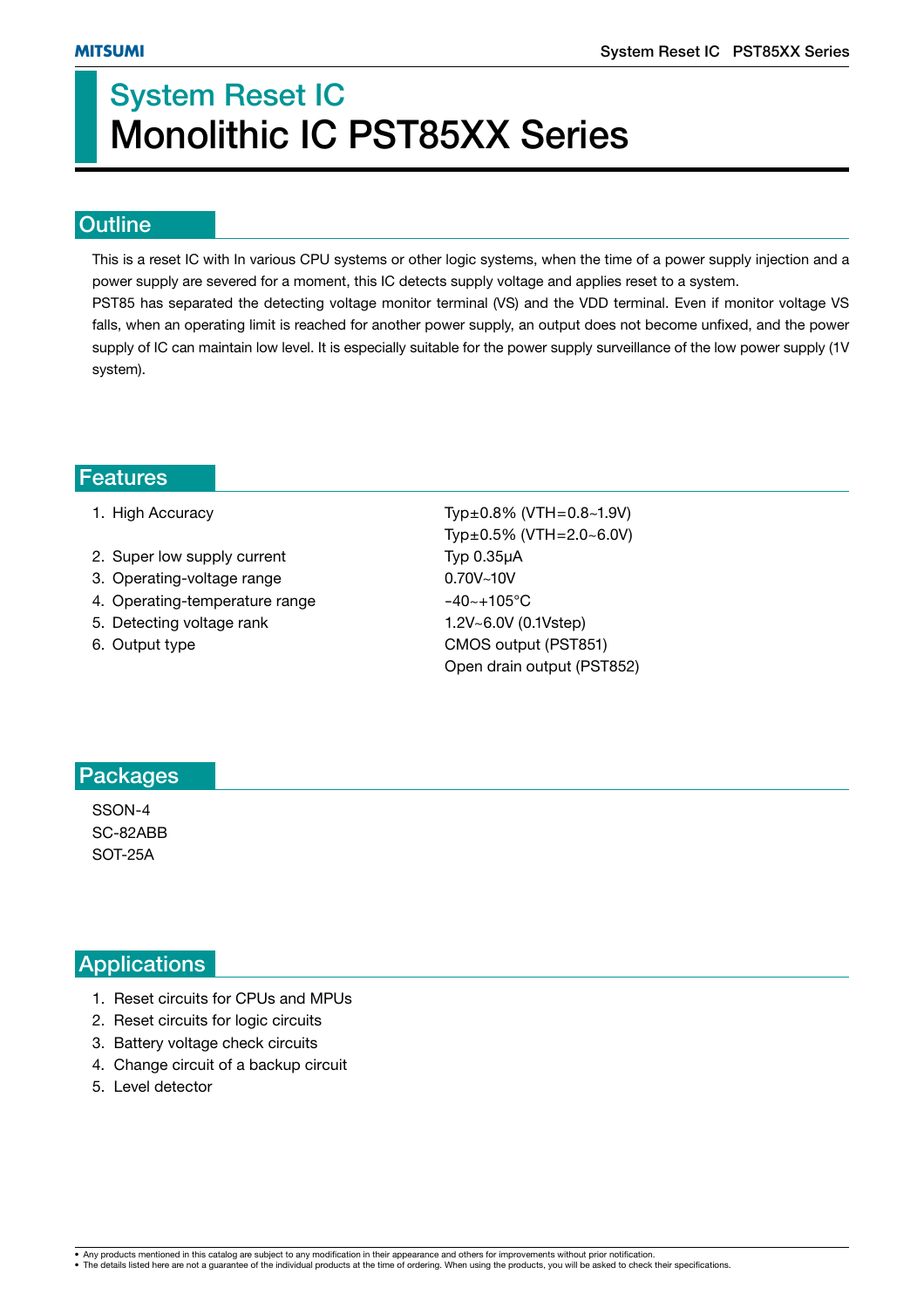# System Reset IC
# Monolithic IC PST85XX Series

## Outline

This is a reset IC with In various CPU systems or other logic systems, when the time of a power supply injection and a power supply are severed for a moment, this IC detects supply voltage and applies reset to a system.
PST85 has separated the detecting voltage monitor terminal (VS) and the VDD terminal. Even if monitor voltage VS falls, when an operating limit is reached for another power supply, an output does not become unfixed, and the power supply of IC can maintain low level. It is especially suitable for the power supply surveillance of the low power supply (1V system).

## Features

| | |
|---|---|
| 1. High Accuracy | Typ±0.8% (VTH=0.8~1.9V) |
| | Typ±0.5% (VTH=2.0~6.0V) |
| 2. Super low supply current | Typ 0.35μA |
| 3. Operating-voltage range | 0.70V~10V |
| 4. Operating-temperature range | -40~+105°C |
| 5. Detecting voltage rank | 1.2V~6.0V (0.1Vstep) |
| 6. Output type | CMOS output (PST851) |
| | Open drain output (PST852) |

## Packages

SSON-4
SC-82ABB
SOT-25A

## Applications

1. Reset circuits for CPUs and MPUs
2. Reset circuits for logic circuits
3. Battery voltage check circuits
4. Change circuit of a backup circuit
5. Level detector

- Any products mentioned in this catalog are subject to any modification in their appearance and others for improvements without prior notification.
- The details listed here are not a guarantee of the individual products at the time of ordering. When using the products, you will be asked to check their specifications.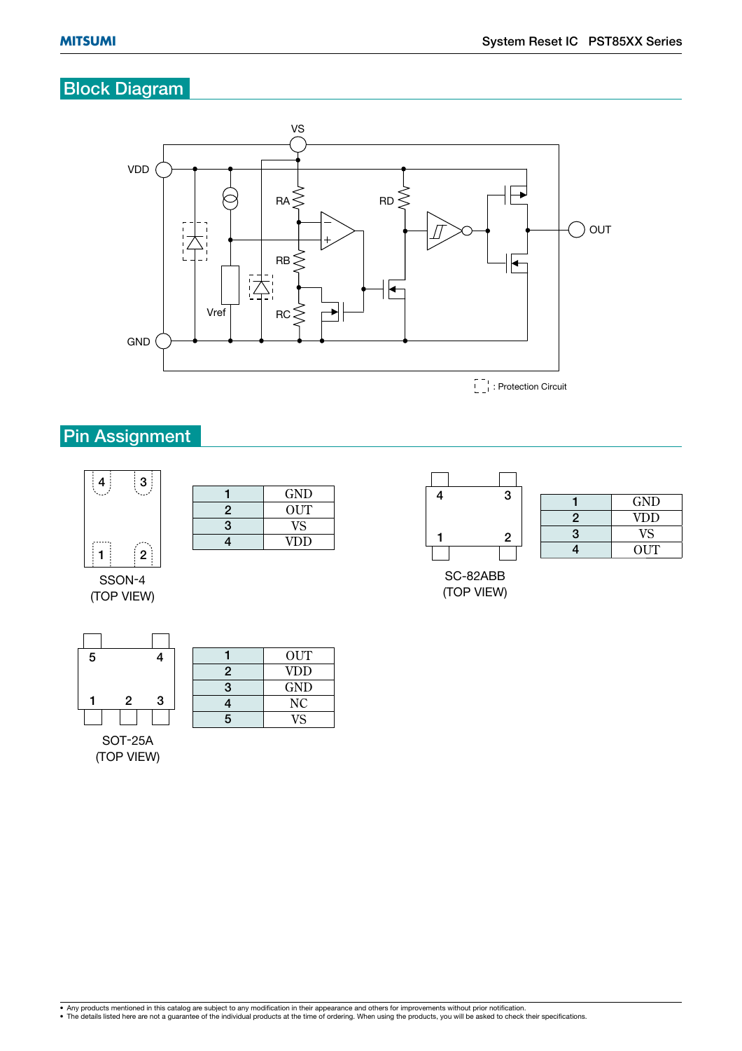## Block Drawing

## Block Diagram

VS

VDD

RA

RD

OUT

RB

Vref

RC

GND

[ ] : Protection Circuit

## Pin Assignment

SSON-4
(TOP VIEW)

| 1 | GND |
|---|---|
| 2 | OUT |
| 3 | VS |
| 4 | VDD |

SC-82ABB
(TOP VIEW)

| 1 | GND |
|---|---|
| 2 | VDD |
| 3 | VS |
| 4 | OUT |

SOT-25A
(TOP VIEW)

| 1 | OUT |
|---|---|
| 2 | VDD |
| 3 | GND |
| 4 | NC |
| 5 | VS |

- Any products mentioned in this catalog are subject to any modification in their appearance and others for improvements without prior notification.
- The details listed here are not a guarantee of the individual products at the time of ordering. When using the products, you will be asked to check their specifications.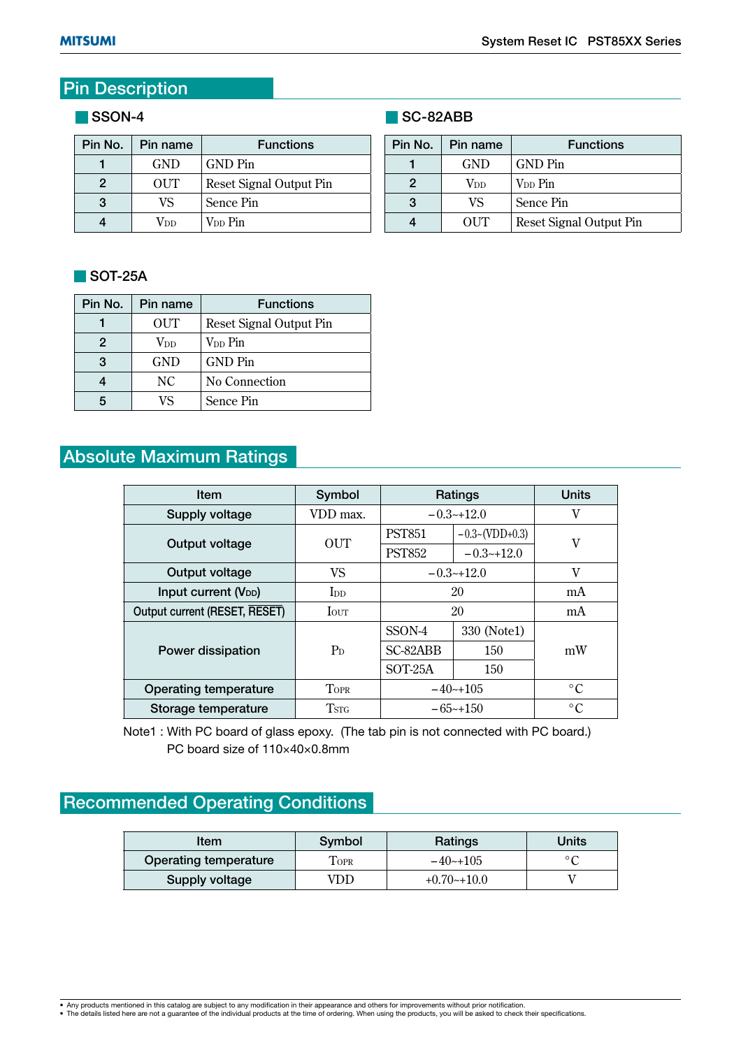## Pin Description

### SSON-4

| Pin No. | Pin name | Functions |
|---|---|---|
| 1 | GND | GND Pin |
| 2 | OUT | Reset Signal Output Pin |
| 3 | VS | Sence Pin |
| 4 | $V_{DD}$ | $V_{DD}$ Pin |

### SC-82ABB

| Pin No. | Pin name | Functions |
|---|---|---|
| 1 | GND | GND Pin |
| 2 | $V_{DD}$ | $V_{DD}$ Pin |
| 3 | VS | Sence Pin |
| 4 | OUT | Reset Signal Output Pin |

### SOT-25A

| Pin No. | Pin name | Functions |
|---|---|---|
| 1 | OUT | Reset Signal Output Pin |
| 2 | $V_{DD}$ | $V_{DD}$ Pin |
| 3 | GND | GND Pin |
| 4 | NC | No Connection |
| 5 | VS | Sence Pin |

## Absolute Maximum Ratings

| Item | Symbol | Ratings | | Units |
|---|---|---|---|---|
| Supply voltage | VDD max. | −0.3~+12.0 | | V |
| Output voltage | OUT | PST851 | −0.3~(VDD+0.3) | V |
| | | PST852 | −0.3~+12.0 | |
| Output voltage | VS | −0.3~+12.0 | | V |
| Input current ($V_{DD}$) | $I_{DD}$ | 20 | | mA |
| Output current (RESET, $\overline{RESET}$) | $I_{OUT}$ | 20 | | mA |
| Power dissipation | $P_D$ | SSON-4 | 330 (Note1) | mW |
| | | SC-82ABB | 150 | |
| | | SOT-25A | 150 | |
| Operating temperature | $T_{OPR}$ | −40~+105 | | °C |
| Storage temperature | $T_{STG}$ | −65~+150 | | °C |

Note1 : With PC board of glass epoxy. (The tab pin is not connected with PC board.)
PC board size of 110×40×0.8mm

## Recommended Operating Conditions

| Item | Symbol | Ratings | Units |
|---|---|---|---|
| Operating temperature | $T_{OPR}$ | −40~+105 | °C |
| Supply voltage | VDD | +0.70~+10.0 | V |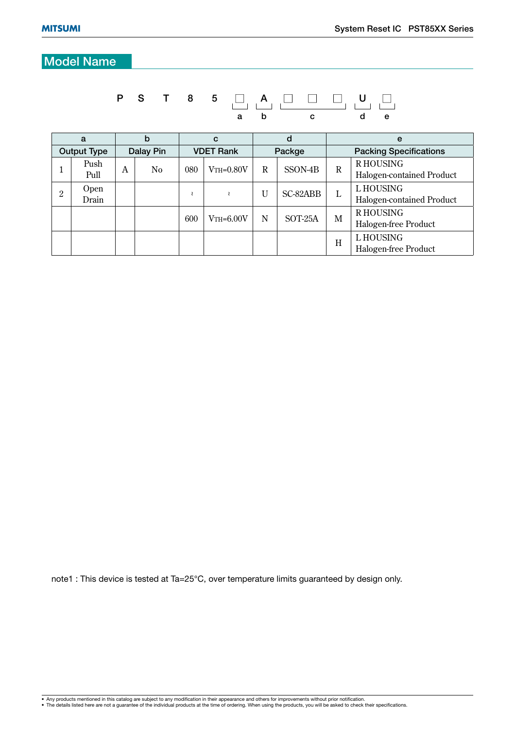## Model Name

P S T 8 5 □ A □ □ □ U □

(a = first □, b = A, c = next three □, d = U, e = last □)

| a | | b | | c | | d | | e | |
|---|---|---|---|---|---|---|---|---|---|
| Output Type | | Dalay Pin | | VDET Rank | | Packge | | Packing Specifications | |
| 1 | Push Pull | A | No | 080 | $V_{TH}$=0.80V | R | SSON-4B | R | R HOUSING Halogen-contained Product |
| 2 | Open Drain | | | ~ | ~ | U | SC-82ABB | L | L HOUSING Halogen-contained Product |
| | | | | 600 | $V_{TH}$=6.00V | N | SOT-25A | M | R HOUSING Halogen-free Product |
| | | | | | | | | H | L HOUSING Halogen-free Product |

note1 : This device is tested at Ta=25°C, over temperature limits guaranteed by design only.

- Any products mentioned in this catalog are subject to any modification in their appearance and others for improvements without prior notification.
- The details listed here are not a guarantee of the individual products at the time of ordering. When using the products, you will be asked to check their specifications.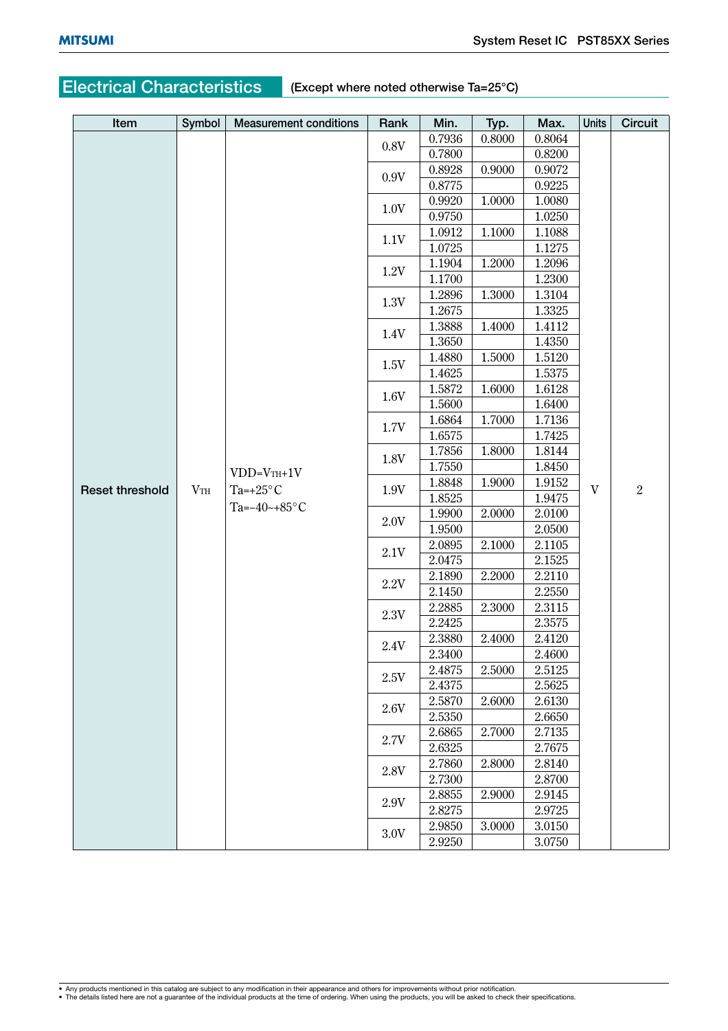## Electrical Characteristics (Except where noted otherwise Ta=25°C)

| Item | Symbol | Measurement conditions | Rank | Min. | Typ. | Max. | Units | Circuit |
|---|---|---|---|---|---|---|---|---|
| Reset threshold | $V_{TH}$ | $VDD=V_{TH}+1V$ Ta=+25°C Ta=-40~+85°C | 0.8V | 0.7936 | 0.8000 | 0.8064 | V | 2 |
| | | | | 0.7800 | | 0.8200 | | |
| | | | 0.9V | 0.8928 | 0.9000 | 0.9072 | | |
| | | | | 0.8775 | | 0.9225 | | |
| | | | 1.0V | 0.9920 | 1.0000 | 1.0080 | | |
| | | | | 0.9750 | | 1.0250 | | |
| | | | 1.1V | 1.0912 | 1.1000 | 1.1088 | | |
| | | | | 1.0725 | | 1.1275 | | |
| | | | 1.2V | 1.1904 | 1.2000 | 1.2096 | | |
| | | | | 1.1700 | | 1.2300 | | |
| | | | 1.3V | 1.2896 | 1.3000 | 1.3104 | | |
| | | | | 1.2675 | | 1.3325 | | |
| | | | 1.4V | 1.3888 | 1.4000 | 1.4112 | | |
| | | | | 1.3650 | | 1.4350 | | |
| | | | 1.5V | 1.4880 | 1.5000 | 1.5120 | | |
| | | | | 1.4625 | | 1.5375 | | |
| | | | 1.6V | 1.5872 | 1.6000 | 1.6128 | | |
| | | | | 1.5600 | | 1.6400 | | |
| | | | 1.7V | 1.6864 | 1.7000 | 1.7136 | | |
| | | | | 1.6575 | | 1.7425 | | |
| | | | 1.8V | 1.7856 | 1.8000 | 1.8144 | | |
| | | | | 1.7550 | | 1.8450 | | |
| | | | 1.9V | 1.8848 | 1.9000 | 1.9152 | | |
| | | | | 1.8525 | | 1.9475 | | |
| | | | 2.0V | 1.9900 | 2.0000 | 2.0100 | | |
| | | | | 1.9500 | | 2.0500 | | |
| | | | 2.1V | 2.0895 | 2.1000 | 2.1105 | | |
| | | | | 2.0475 | | 2.1525 | | |
| | | | 2.2V | 2.1890 | 2.2000 | 2.2110 | | |
| | | | | 2.1450 | | 2.2550 | | |
| | | | 2.3V | 2.2885 | 2.3000 | 2.3115 | | |
| | | | | 2.2425 | | 2.3575 | | |
| | | | 2.4V | 2.3880 | 2.4000 | 2.4120 | | |
| | | | | 2.3400 | | 2.4600 | | |
| | | | 2.5V | 2.4875 | 2.5000 | 2.5125 | | |
| | | | | 2.4375 | | 2.5625 | | |
| | | | 2.6V | 2.5870 | 2.6000 | 2.6130 | | |
| | | | | 2.5350 | | 2.6650 | | |
| | | | 2.7V | 2.6865 | 2.7000 | 2.7135 | | |
| | | | | 2.6325 | | 2.7675 | | |
| | | | 2.8V | 2.7860 | 2.8000 | 2.8140 | | |
| | | | | 2.7300 | | 2.8700 | | |
| | | | 2.9V | 2.8855 | 2.9000 | 2.9145 | | |
| | | | | 2.8275 | | 2.9725 | | |
| | | | 3.0V | 2.9850 | 3.0000 | 3.0150 | | |
| | | | | 2.9250 | | 3.0750 | | |

- Any products mentioned in this catalog are subject to any modification in their appearance and others for improvements without prior notification.
- The details listed here are not a guarantee of the individual products at the time of ordering. When using the products, you will be asked to check their specifications.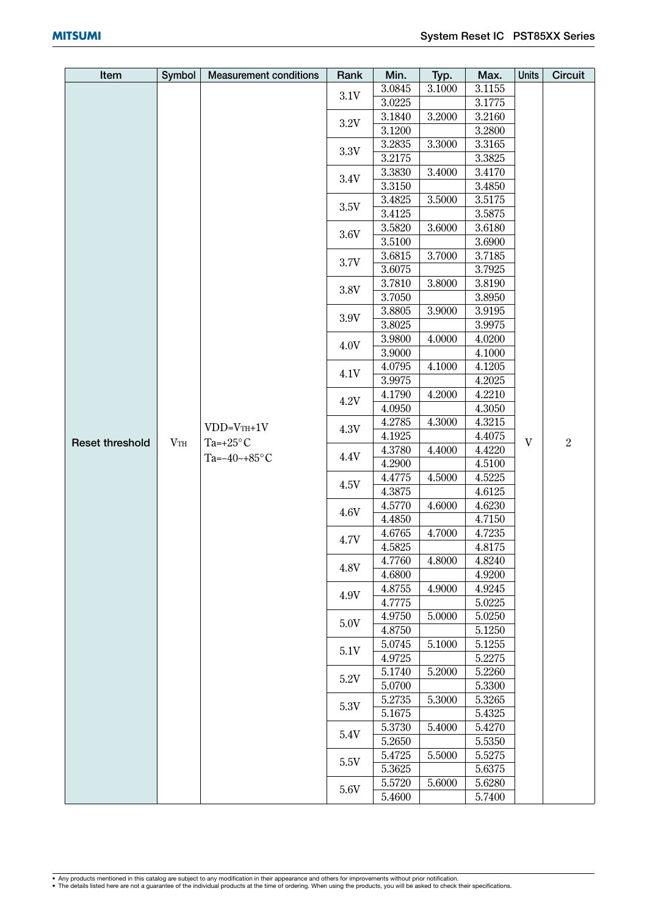| Item | Symbol | Measurement conditions | Rank | Min. | Typ. | Max. | Units | Circuit |
|---|---|---|---|---|---|---|---|---|
| Reset threshold | $V_{TH}$ | VDD=$V_{TH}$+1V Ta=+25°C Ta=−40~+85°C | 3.1V | 3.0845 | 3.1000 | 3.1155 | V | 2 |
| | | | | 3.0225 | | 3.1775 | | |
| | | | 3.2V | 3.1840 | 3.2000 | 3.2160 | | |
| | | | | 3.1200 | | 3.2800 | | |
| | | | 3.3V | 3.2835 | 3.3000 | 3.3165 | | |
| | | | | 3.2175 | | 3.3825 | | |
| | | | 3.4V | 3.3830 | 3.4000 | 3.4170 | | |
| | | | | 3.3150 | | 3.4850 | | |
| | | | 3.5V | 3.4825 | 3.5000 | 3.5175 | | |
| | | | | 3.4125 | | 3.5875 | | |
| | | | 3.6V | 3.5820 | 3.6000 | 3.6180 | | |
| | | | | 3.5100 | | 3.6900 | | |
| | | | 3.7V | 3.6815 | 3.7000 | 3.7185 | | |
| | | | | 3.6075 | | 3.7925 | | |
| | | | 3.8V | 3.7810 | 3.8000 | 3.8190 | | |
| | | | | 3.7050 | | 3.8950 | | |
| | | | 3.9V | 3.8805 | 3.9000 | 3.9195 | | |
| | | | | 3.8025 | | 3.9975 | | |
| | | | 4.0V | 3.9800 | 4.0000 | 4.0200 | | |
| | | | | 3.9000 | | 4.1000 | | |
| | | | 4.1V | 4.0795 | 4.1000 | 4.1205 | | |
| | | | | 3.9975 | | 4.2025 | | |
| | | | 4.2V | 4.1790 | 4.2000 | 4.2210 | | |
| | | | | 4.0950 | | 4.3050 | | |
| | | | 4.3V | 4.2785 | 4.3000 | 4.3215 | | |
| | | | | 4.1925 | | 4.4075 | | |
| | | | 4.4V | 4.3780 | 4.4000 | 4.4220 | | |
| | | | | 4.2900 | | 4.5100 | | |
| | | | 4.5V | 4.4775 | 4.5000 | 4.5225 | | |
| | | | | 4.3875 | | 4.6125 | | |
| | | | 4.6V | 4.5770 | 4.6000 | 4.6230 | | |
| | | | | 4.4850 | | 4.7150 | | |
| | | | 4.7V | 4.6765 | 4.7000 | 4.7235 | | |
| | | | | 4.5825 | | 4.8175 | | |
| | | | 4.8V | 4.7760 | 4.8000 | 4.8240 | | |
| | | | | 4.6800 | | 4.9200 | | |
| | | | 4.9V | 4.8755 | 4.9000 | 4.9245 | | |
| | | | | 4.7775 | | 5.0225 | | |
| | | | 5.0V | 4.9750 | 5.0000 | 5.0250 | | |
| | | | | 4.8750 | | 5.1250 | | |
| | | | 5.1V | 5.0745 | 5.1000 | 5.1255 | | |
| | | | | 4.9725 | | 5.2275 | | |
| | | | 5.2V | 5.1740 | 5.2000 | 5.2260 | | |
| | | | | 5.0700 | | 5.3300 | | |
| | | | 5.3V | 5.2735 | 5.3000 | 5.3265 | | |
| | | | | 5.1675 | | 5.4325 | | |
| | | | 5.4V | 5.3730 | 5.4000 | 5.4270 | | |
| | | | | 5.2650 | | 5.5350 | | |
| | | | 5.5V | 5.4725 | 5.5000 | 5.5275 | | |
| | | | | 5.3625 | | 5.6375 | | |
| | | | 5.6V | 5.5720 | 5.6000 | 5.6280 | | |
| | | | | 5.4600 | | 5.7400 | | |

- Any products mentioned in this catalog are subject to any modification in their appearance and others for improvements without prior notification.
- The details listed here are not a guarantee of the individual products at the time of ordering. When using the products, you will be asked to check their specifications.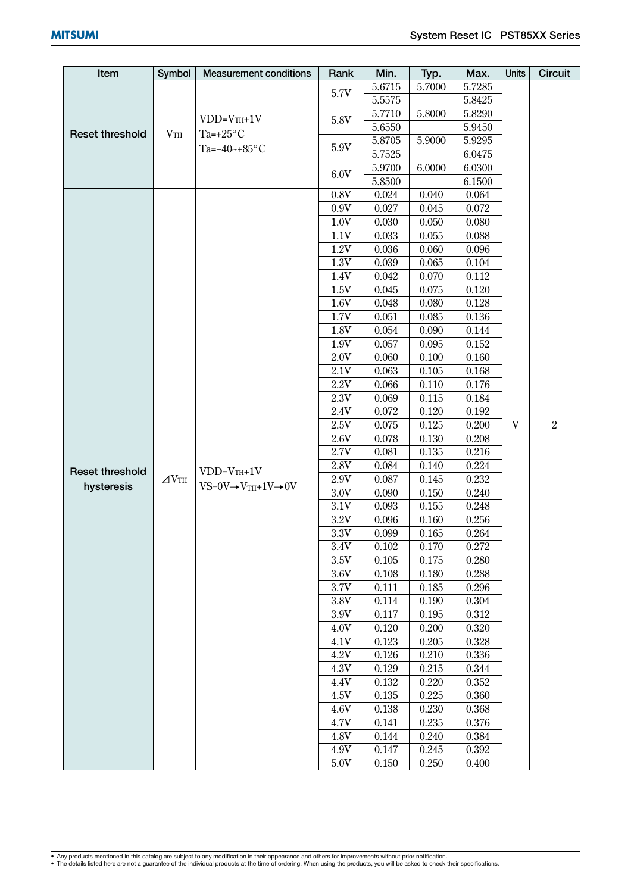| Item | Symbol | Measurement conditions | Rank | Min. | Typ. | Max. | Units | Circuit |
|---|---|---|---|---|---|---|---|---|
| Reset threshold | $V_{TH}$ | VDD=$V_{TH}$+1V<br>Ta=+25°C<br>Ta=−40~+85°C | 5.7V | 5.6715 | 5.7000 | 5.7285 | V | 2 |
| | | | | 5.5575 | | 5.8425 | | |
| | | | 5.8V | 5.7710 | 5.8000 | 5.8290 | | |
| | | | | 5.6550 | | 5.9450 | | |
| | | | 5.9V | 5.8705 | 5.9000 | 5.9295 | | |
| | | | | 5.7525 | | 6.0475 | | |
| | | | 6.0V | 5.9700 | 6.0000 | 6.0300 | | |
| | | | | 5.8500 | | 6.1500 | | |
| Reset threshold hysteresis | $\Delta V_{TH}$ | VDD=$V_{TH}$+1V<br>VS=0V→$V_{TH}$+1V→0V | 0.8V | 0.024 | 0.040 | 0.064 | | |
| | | | 0.9V | 0.027 | 0.045 | 0.072 | | |
| | | | 1.0V | 0.030 | 0.050 | 0.080 | | |
| | | | 1.1V | 0.033 | 0.055 | 0.088 | | |
| | | | 1.2V | 0.036 | 0.060 | 0.096 | | |
| | | | 1.3V | 0.039 | 0.065 | 0.104 | | |
| | | | 1.4V | 0.042 | 0.070 | 0.112 | | |
| | | | 1.5V | 0.045 | 0.075 | 0.120 | | |
| | | | 1.6V | 0.048 | 0.080 | 0.128 | | |
| | | | 1.7V | 0.051 | 0.085 | 0.136 | | |
| | | | 1.8V | 0.054 | 0.090 | 0.144 | | |
| | | | 1.9V | 0.057 | 0.095 | 0.152 | | |
| | | | 2.0V | 0.060 | 0.100 | 0.160 | | |
| | | | 2.1V | 0.063 | 0.105 | 0.168 | | |
| | | | 2.2V | 0.066 | 0.110 | 0.176 | | |
| | | | 2.3V | 0.069 | 0.115 | 0.184 | | |
| | | | 2.4V | 0.072 | 0.120 | 0.192 | | |
| | | | 2.5V | 0.075 | 0.125 | 0.200 | | |
| | | | 2.6V | 0.078 | 0.130 | 0.208 | | |
| | | | 2.7V | 0.081 | 0.135 | 0.216 | | |
| | | | 2.8V | 0.084 | 0.140 | 0.224 | | |
| | | | 2.9V | 0.087 | 0.145 | 0.232 | | |
| | | | 3.0V | 0.090 | 0.150 | 0.240 | | |
| | | | 3.1V | 0.093 | 0.155 | 0.248 | | |
| | | | 3.2V | 0.096 | 0.160 | 0.256 | | |
| | | | 3.3V | 0.099 | 0.165 | 0.264 | | |
| | | | 3.4V | 0.102 | 0.170 | 0.272 | | |
| | | | 3.5V | 0.105 | 0.175 | 0.280 | | |
| | | | 3.6V | 0.108 | 0.180 | 0.288 | | |
| | | | 3.7V | 0.111 | 0.185 | 0.296 | | |
| | | | 3.8V | 0.114 | 0.190 | 0.304 | | |
| | | | 3.9V | 0.117 | 0.195 | 0.312 | | |
| | | | 4.0V | 0.120 | 0.200 | 0.320 | | |
| | | | 4.1V | 0.123 | 0.205 | 0.328 | | |
| | | | 4.2V | 0.126 | 0.210 | 0.336 | | |
| | | | 4.3V | 0.129 | 0.215 | 0.344 | | |
| | | | 4.4V | 0.132 | 0.220 | 0.352 | | |
| | | | 4.5V | 0.135 | 0.225 | 0.360 | | |
| | | | 4.6V | 0.138 | 0.230 | 0.368 | | |
| | | | 4.7V | 0.141 | 0.235 | 0.376 | | |
| | | | 4.8V | 0.144 | 0.240 | 0.384 | | |
| | | | 4.9V | 0.147 | 0.245 | 0.392 | | |
| | | | 5.0V | 0.150 | 0.250 | 0.400 | | |

- Any products mentioned in this catalog are subject to any modification in their appearance and others for improvements without prior notification.
- The details listed here are not a guarantee of the individual products at the time of ordering. When using the products, you will be asked to check their specifications.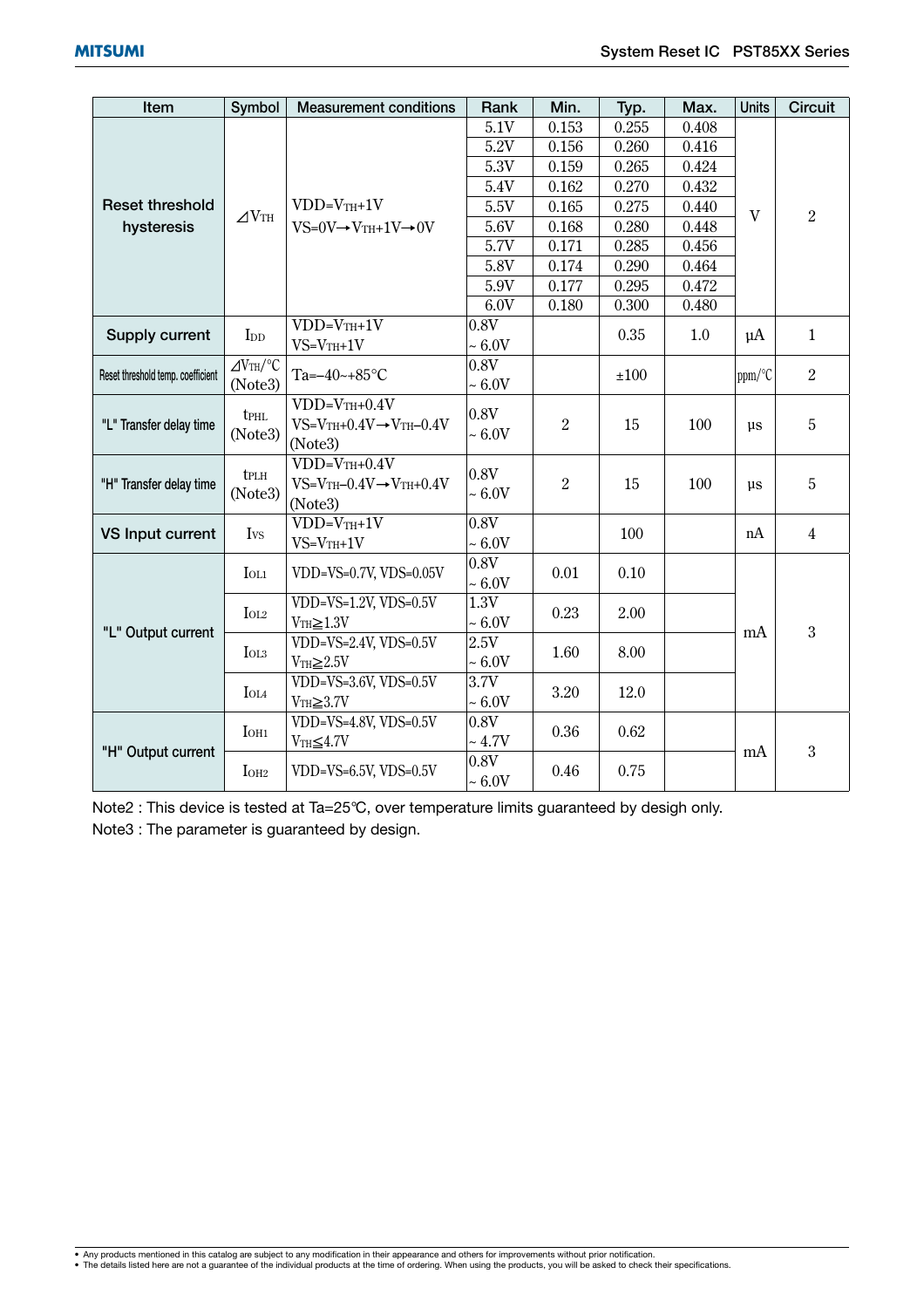| Item | Symbol | Measurement conditions | Rank | Min. | Typ. | Max. | Units | Circuit |
|---|---|---|---|---|---|---|---|---|
| Reset threshold hysteresis | $\Delta V_{TH}$ | $V_{DD}=V_{TH}+1V$ $V_S=0V \rightarrow V_{TH}+1V \rightarrow 0V$ | 5.1V | 0.153 | 0.255 | 0.408 | V | 2 |
| | | | 5.2V | 0.156 | 0.260 | 0.416 | | |
| | | | 5.3V | 0.159 | 0.265 | 0.424 | | |
| | | | 5.4V | 0.162 | 0.270 | 0.432 | | |
| | | | 5.5V | 0.165 | 0.275 | 0.440 | | |
| | | | 5.6V | 0.168 | 0.280 | 0.448 | | |
| | | | 5.7V | 0.171 | 0.285 | 0.456 | | |
| | | | 5.8V | 0.174 | 0.290 | 0.464 | | |
| | | | 5.9V | 0.177 | 0.295 | 0.472 | | |
| | | | 6.0V | 0.180 | 0.300 | 0.480 | | |
| Supply current | $I_{DD}$ | $V_{DD}=V_{TH}+1V$ $V_S=V_{TH}+1V$ | 0.8V ~ 6.0V | | 0.35 | 1.0 | μA | 1 |
| Reset threshold temp. coefficient | $\Delta V_{TH}/°C$ (Note3) | Ta=−40~+85°C | 0.8V ~ 6.0V | | ±100 | | ppm/°C | 2 |
| "L" Transfer delay time | $t_{PHL}$ (Note3) | $V_{DD}=V_{TH}+0.4V$ $V_S=V_{TH}+0.4V \rightarrow V_{TH}-0.4V$ (Note3) | 0.8V ~ 6.0V | 2 | 15 | 100 | μs | 5 |
| "H" Transfer delay time | $t_{PLH}$ (Note3) | $V_{DD}=V_{TH}+0.4V$ $V_S=V_{TH}-0.4V \rightarrow V_{TH}+0.4V$ (Note3) | 0.8V ~ 6.0V | 2 | 15 | 100 | μs | 5 |
| VS Input current | $I_{VS}$ | $V_{DD}=V_{TH}+1V$ $V_S=V_{TH}+1V$ | 0.8V ~ 6.0V | | 100 | | nA | 4 |
| "L" Output current | $I_{OL1}$ | VDD=VS=0.7V, VDS=0.05V | 0.8V ~ 6.0V | 0.01 | 0.10 | | mA | 3 |
| | $I_{OL2}$ | VDD=VS=1.2V, VDS=0.5V $V_{TH} \geqq 1.3V$ | 1.3V ~ 6.0V | 0.23 | 2.00 | | | |
| | $I_{OL3}$ | VDD=VS=2.4V, VDS=0.5V $V_{TH} \geqq 2.5V$ | 2.5V ~ 6.0V | 1.60 | 8.00 | | | |
| | $I_{OL4}$ | VDD=VS=3.6V, VDS=0.5V $V_{TH} \geqq 3.7V$ | 3.7V ~ 6.0V | 3.20 | 12.0 | | | |
| "H" Output current | $I_{OH1}$ | VDD=VS=4.8V, VDS=0.5V $V_{TH} \leqq 4.7V$ | 0.8V ~ 4.7V | 0.36 | 0.62 | | mA | 3 |
| | $I_{OH2}$ | VDD=VS=6.5V, VDS=0.5V | 0.8V ~ 6.0V | 0.46 | 0.75 | | | |

Note2 : This device is tested at Ta=25℃, over temperature limits guaranteed by desigh only.
Note3 : The parameter is guaranteed by design.

- Any products mentioned in this catalog are subject to any modification in their appearance and others for improvements without prior notification.
- The details listed here are not a guarantee of the individual products at the time of ordering. When using the products, you will be asked to check their specifications.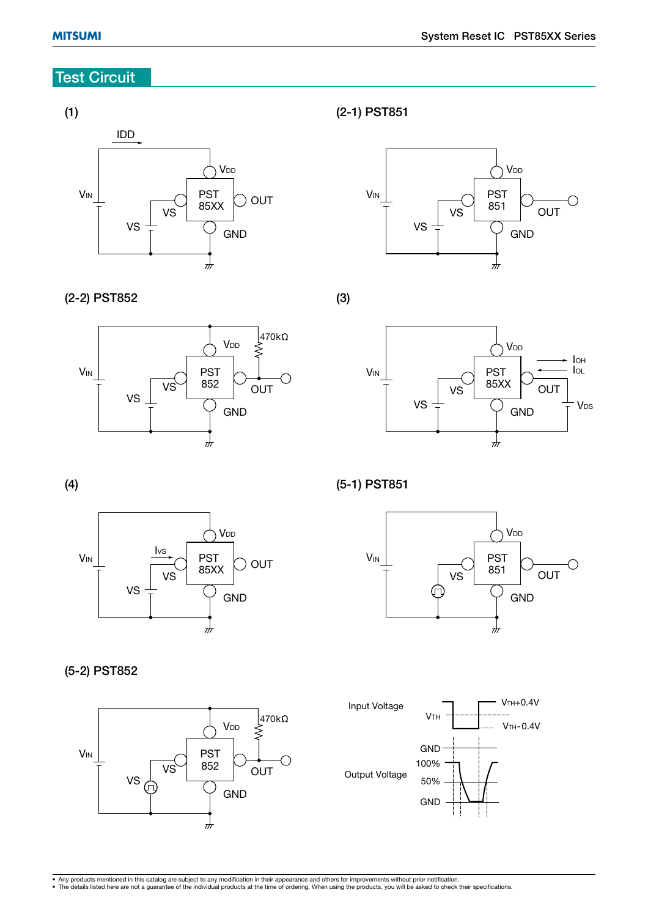## Test Circuit

(1)

IDD

$V_{IN}$

VS

VS

$V_{DD}$

PST 85XX

OUT

GND

(2-1) PST851

$V_{IN}$

VS

VS

$V_{DD}$

PST 851

OUT

GND

(2-2) PST852

$V_{IN}$

VS

VS

$V_{DD}$

470kΩ

PST 852

OUT

GND

(3)

$V_{IN}$

VS

VS

$V_{DD}$

PST 85XX

OUT

GND

$I_{OH}$

$I_{OL}$

$V_{DS}$

(4)

$V_{IN}$

$I_{VS}$

VS

VS

$V_{DD}$

PST 85XX

OUT

GND

(5-1) PST851

$V_{IN}$

VS

$V_{DD}$

PST 851

OUT

GND

(5-2) PST852

$V_{IN}$

VS

VS

$V_{DD}$

470kΩ

PST 852

OUT

GND

Input Voltage

$V_{TH}$

$V_{TH}$+0.4V

$V_{TH}$-0.4V

GND

Output Voltage

100%

50%

GND

- Any products mentioned in this catalog are subject to any modification in their appearance and others for improvements without prior notification.
- The details listed here are not a guarantee of the individual products at the time of ordering. When using the products, you will be asked to check their specifications.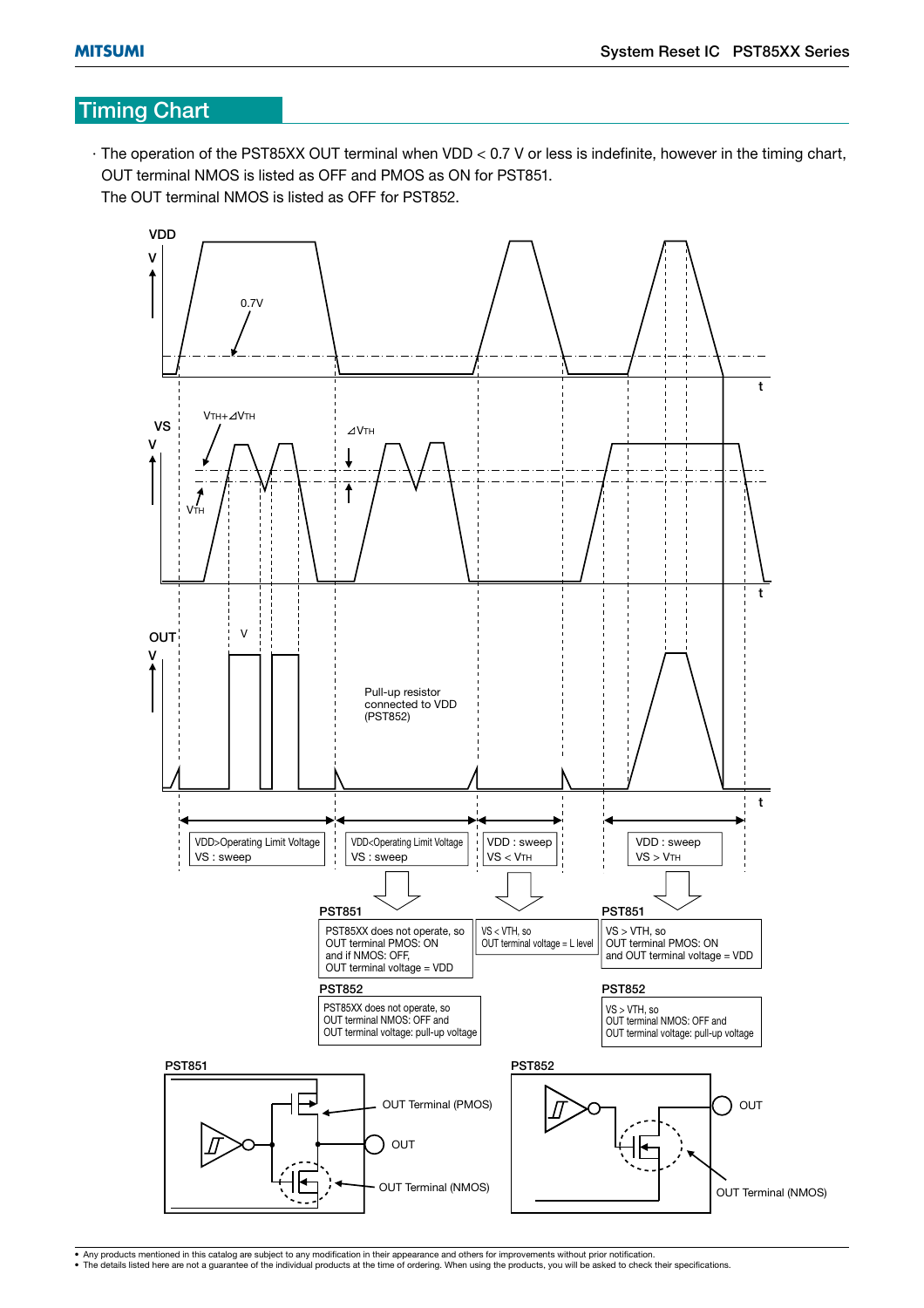## Timing Chart

· The operation of the PST85XX OUT terminal when VDD < 0.7 V or less is indefinite, however in the timing chart, OUT terminal NMOS is listed as OFF and PMOS as ON for PST851.
The OUT terminal NMOS is listed as OFF for PST852.

VDD
V
0.7V
t

VS
V
$V_{TH}+\Delta V_{TH}$
$\Delta V_{TH}$
$V_{TH}$
t

OUT
V
V
Pull-up resistor connected to VDD (PST852)
t

| VDD>Operating Limit Voltage<br>VS : sweep | VDD<Operating Limit Voltage<br>VS : sweep | VDD : sweep<br>VS < $V_{TH}$ | VDD : sweep<br>VS > $V_{TH}$ |
|---|---|---|---|

**PST851**

PST85XX does not operate, so OUT terminal PMOS: ON and if NMOS: OFF, OUT terminal voltage = VDD

VS < VTH, so OUT terminal voltage = L level

**PST851**

VS > VTH, so OUT terminal PMOS: ON and OUT terminal voltage = VDD

**PST852**

PST85XX does not operate, so OUT terminal NMOS: OFF and OUT terminal voltage: pull-up voltage

**PST852**

VS > VTH, so OUT terminal NMOS: OFF and OUT terminal voltage: pull-up voltage

**PST851**

OUT Terminal (PMOS)
OUT
OUT Terminal (NMOS)

**PST852**

OUT
OUT Terminal (NMOS)

- Any products mentioned in this catalog are subject to any modification in their appearance and others for improvements without prior notification.
- The details listed here are not a guarantee of the individual products at the time of ordering. When using the products, you will be asked to check their specifications.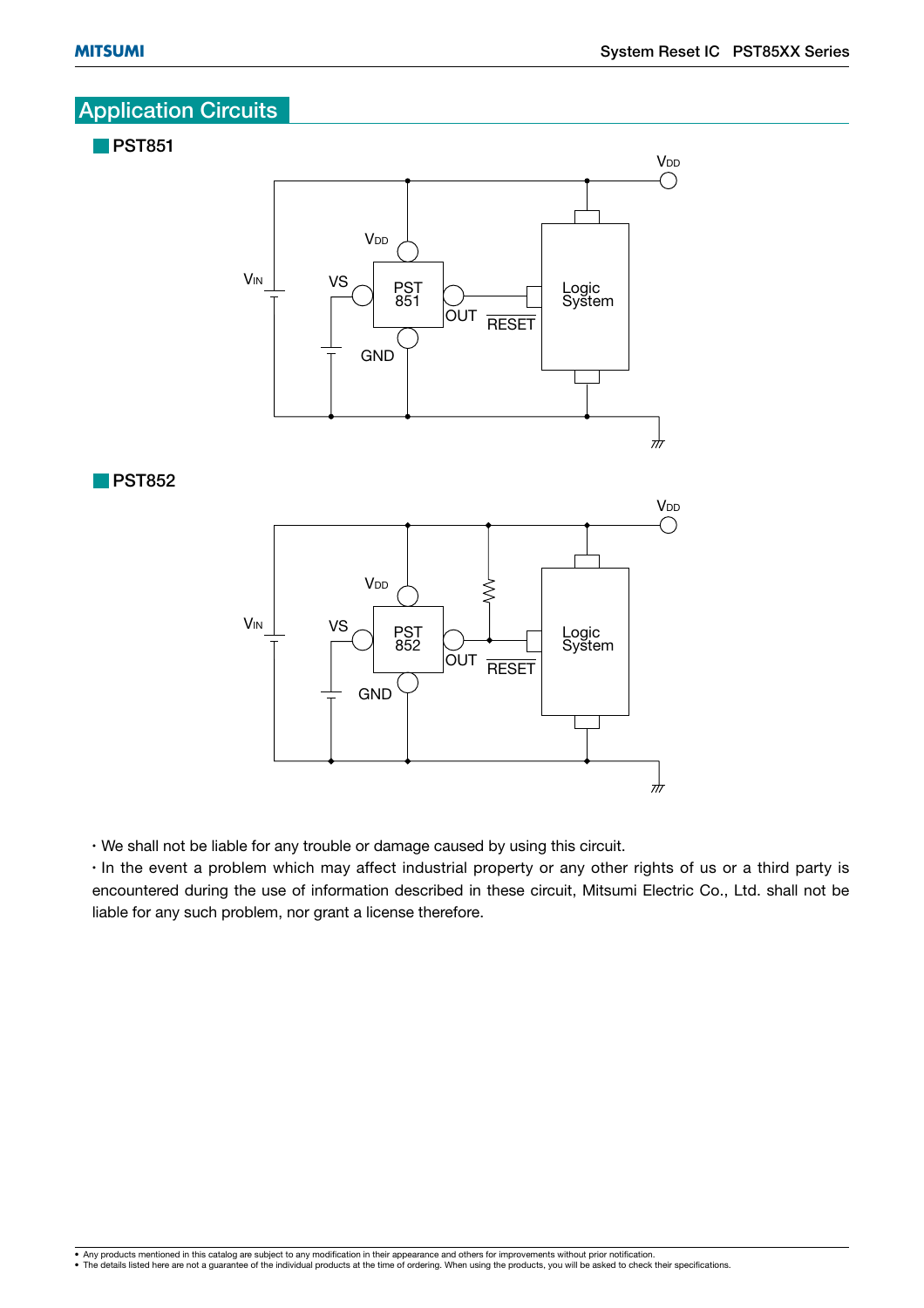# Application Circuits

## PST851

## PST852

・We shall not be liable for any trouble or damage caused by using this circuit.

・In the event a problem which may affect industrial property or any other rights of us or a third party is encountered during the use of information described in these circuit, Mitsumi Electric Co., Ltd. shall not be liable for any such problem, nor grant a license therefore.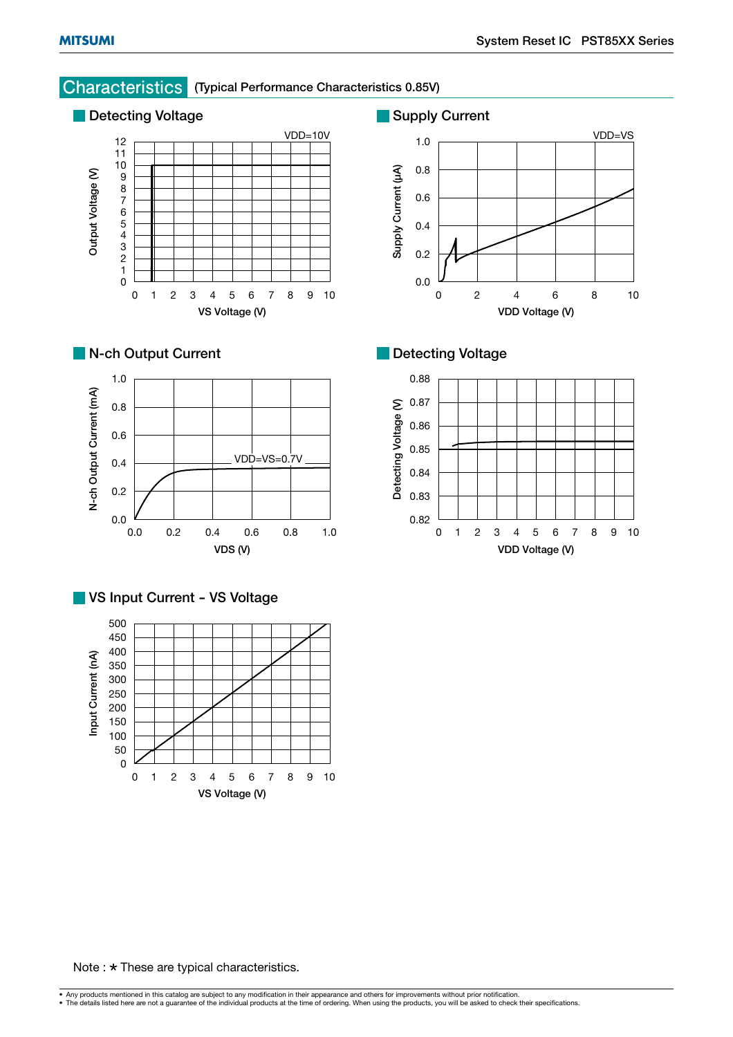## Characteristics (Typical Performance Characteristics 0.85V)

### Detecting Voltage

VDD=10V

Output Voltage (V): 0, 1, 2, 3, 4, 5, 6, 7, 8, 9, 10, 11, 12

VS Voltage (V): 0, 1, 2, 3, 4, 5, 6, 7, 8, 9, 10

### Supply Current

VDD=VS

Supply Current (µA): 0.0, 0.2, 0.4, 0.6, 0.8, 1.0

VDD Voltage (V): 0, 2, 4, 6, 8, 10

### N-ch Output Current

VDD=VS=0.7V

N-ch Output Current (mA): 0.0, 0.2, 0.4, 0.6, 0.8, 1.0

VDS (V): 0.0, 0.2, 0.4, 0.6, 0.8, 1.0

### Detecting Voltage

Detecting Voltage (V): 0.82, 0.83, 0.84, 0.85, 0.86, 0.87, 0.88

VDD Voltage (V): 0, 1, 2, 3, 4, 5, 6, 7, 8, 9, 10

### VS Input Current - VS Voltage

Input Current (nA): 0, 50, 100, 150, 200, 250, 300, 350, 400, 450, 500

VS Voltage (V): 0, 1, 2, 3, 4, 5, 6, 7, 8, 9, 10

Note : * These are typical characteristics.

- Any products mentioned in this catalog are subject to any modification in their appearance and others for improvements without prior notification.
- The details listed here are not a guarantee of the individual products at the time of ordering. When using the products, you will be asked to check their specifications.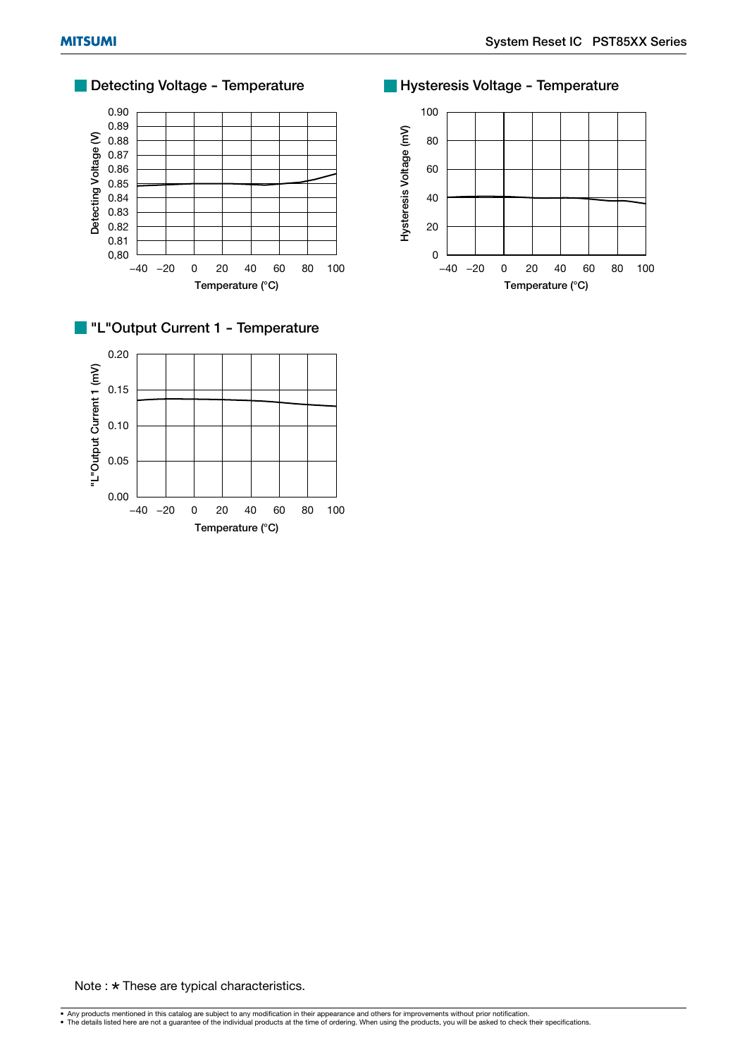## Detecting Voltage - Temperature

Detecting Voltage (V)

0.90
0.89
0.88
0.87
0.86
0.85
0.84
0.83
0.82
0.81
0,80

–40 –20 0 20 40 60 80 100

Temperature (°C)

## Hysteresis Voltage - Temperature

Hysteresis Voltage (mV)

100
80
60
40
20
0

–40 –20 0 20 40 60 80 100

Temperature (°C)

## "L"Output Current 1 - Temperature

"L"Output Current 1 (mV)

0.20
0.15
0.10
0.05
0.00

–40 –20 0 20 40 60 80 100

Temperature (°C)

Note : * These are typical characteristics.

- Any products mentioned in this catalog are subject to any modification in their appearance and others for improvements without prior notification.
- The details listed here are not a guarantee of the individual products at the time of ordering. When using the products, you will be asked to check their specifications.